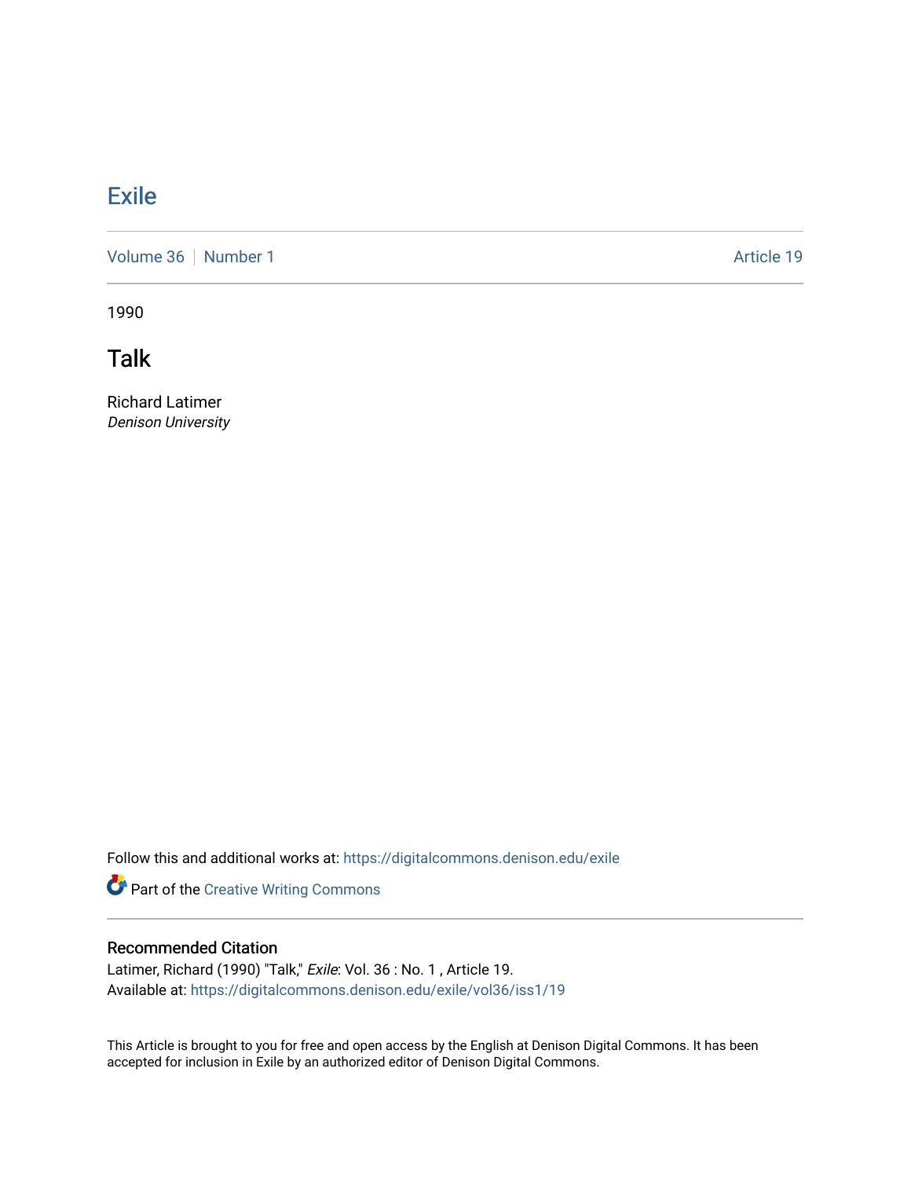# Exile

Volume 36 | Number 1 | Article 19

1990

## Talk

Richard Latimer
*Denison University*

Follow this and additional works at: https://digitalcommons.denison.edu/exile

Part of the Creative Writing Commons

### Recommended Citation

Latimer, Richard (1990) "Talk," *Exile*: Vol. 36 : No. 1 , Article 19.
Available at: https://digitalcommons.denison.edu/exile/vol36/iss1/19

This Article is brought to you for free and open access by the English at Denison Digital Commons. It has been accepted for inclusion in Exile by an authorized editor of Denison Digital Commons.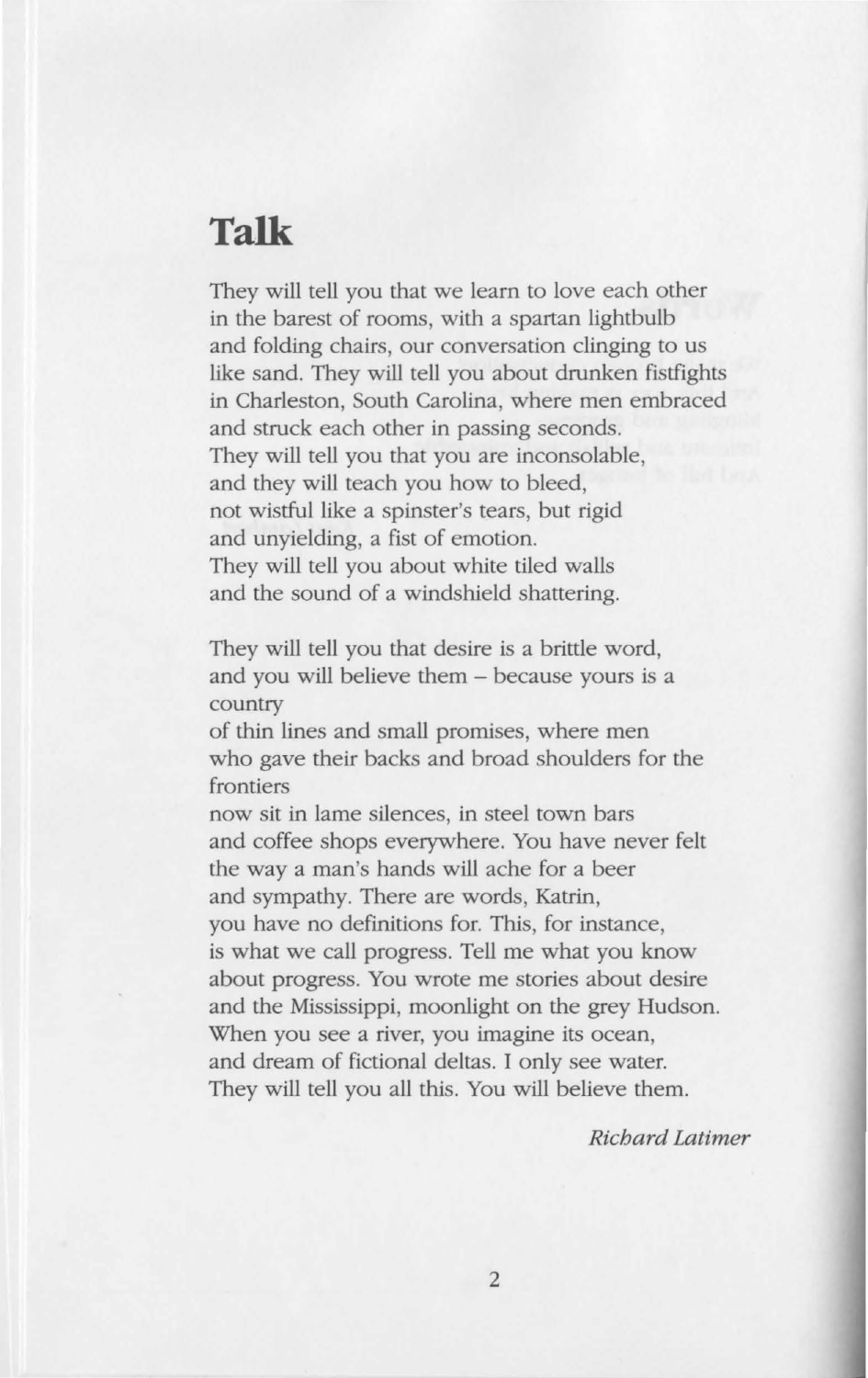# Talk

They will tell you that we learn to love each other  
in the barest of rooms, with a spartan lightbulb  
and folding chairs, our conversation clinging to us  
like sand. They will tell you about drunken fistfights  
in Charleston, South Carolina, where men embraced  
and struck each other in passing seconds.  
They will tell you that you are inconsolable,  
and they will teach you how to bleed,  
not wistful like a spinster's tears, but rigid  
and unyielding, a fist of emotion.  
They will tell you about white tiled walls  
and the sound of a windshield shattering.

They will tell you that desire is a brittle word,  
and you will believe them – because yours is a  
country  
of thin lines and small promises, where men  
who gave their backs and broad shoulders for the  
frontiers  
now sit in lame silences, in steel town bars  
and coffee shops everywhere. You have never felt  
the way a man's hands will ache for a beer  
and sympathy. There are words, Katrin,  
you have no definitions for. This, for instance,  
is what we call progress. Tell me what you know  
about progress. You wrote me stories about desire  
and the Mississippi, moonlight on the grey Hudson.  
When you see a river, you imagine its ocean,  
and dream of fictional deltas. I only see water.  
They will tell you all this. You will believe them.

*Richard Latimer*